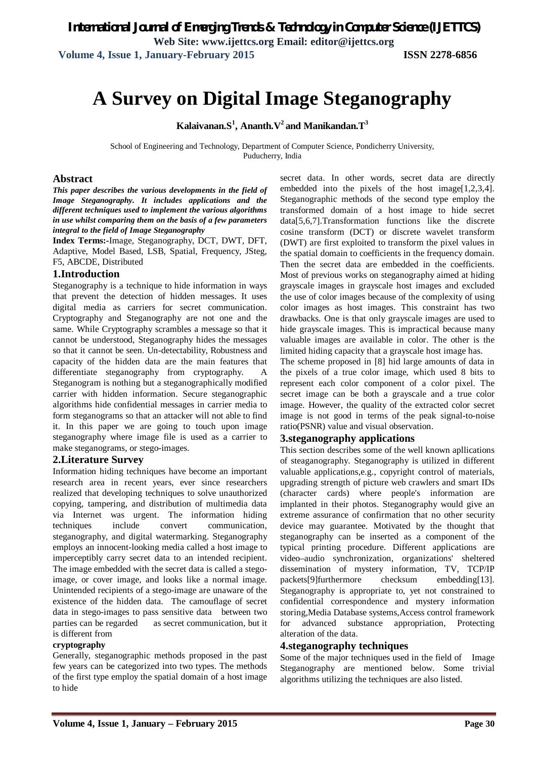# A Survey on Digital Image Steganography

**Kalaivanan.S[1], Ananth.V[2] and Manikandan.T[3]**

School of Engineering and Technology, Department of Computer Science, Pondicherry University, Puducherry, India

## Abstract

***This paper describes the various developments in the field of Image Steganography. It includes applications and the different techniques used to implement the various algorithms in use whilst comparing them on the basis of a few parameters integral to the field of Image Steganography***

**Index Terms:-**Image, Steganography, DCT, DWT, DFT, Adaptive, Model Based, LSB, Spatial, Frequency, JSteg, F5, ABCDE, Distributed

## 1.Introduction

Steganography is a technique to hide information in ways that prevent the detection of hidden messages. It uses digital media as carriers for secret communication. Cryptography and Steganography are not one and the same. While Cryptography scrambles a message so that it cannot be understood, Steganography hides the messages so that it cannot be seen. Un-detectability, Robustness and capacity of the hidden data are the main features that differentiate steganography from cryptography. A Steganogram is nothing but a steganographically modified carrier with hidden information. Secure steganographic algorithms hide confidential messages in carrier media to form steganograms so that an attacker will not able to find it. In this paper we are going to touch upon image steganography where image file is used as a carrier to make steganograms, or stego-images.

## 2.Literature Survey

Information hiding techniques have become an important research area in recent years, ever since researchers realized that developing techniques to solve unauthorized copying, tampering, and distribution of multimedia data via Internet was urgent. The information hiding techniques include convert communication, steganography, and digital watermarking. Steganography employs an innocent-looking media called a host image to imperceptibly carry secret data to an intended recipient. The image embedded with the secret data is called a stego-image, or cover image, and looks like a normal image. Unintended recipients of a stego-image are unaware of the existence of the hidden data. The camouflage of secret data in stego-images to pass sensitive data between two parties can be regarded as secret communication, but it is different from

**cryptography**

Generally, steganographic methods proposed in the past few years can be categorized into two types. The methods of the first type employ the spatial domain of a host image to hide secret data. In other words, secret data are directly embedded into the pixels of the host image[1,2,3,4]. Steganographic methods of the second type employ the transformed domain of a host image to hide secret data[5,6,7].Transformation functions like the discrete cosine transform (DCT) or discrete wavelet transform (DWT) are first exploited to transform the pixel values in the spatial domain to coefficients in the frequency domain. Then the secret data are embedded in the coefficients. Most of previous works on steganography aimed at hiding grayscale images in grayscale host images and excluded the use of color images because of the complexity of using color images as host images. This constraint has two drawbacks. One is that only grayscale images are used to hide grayscale images. This is impractical because many valuable images are available in color. The other is the limited hiding capacity that a grayscale host image has.

The scheme proposed in [8] hid large amounts of data in the pixels of a true color image, which used 8 bits to represent each color component of a color pixel. The secret image can be both a grayscale and a true color image. However, the quality of the extracted color secret image is not good in terms of the peak signal-to-noise ratio(PSNR) value and visual observation.

## 3.steganography applications

This section describes some of the well known apllications of steaganography. Steganography is utilized in different valuable applications,e.g., copyright control of materials, upgrading strength of picture web crawlers and smart IDs (character cards) where people's information are implanted in their photos. Steganography would give an extreme assurance of confirmation that no other security device may guarantee. Motivated by the thought that steganography can be inserted as a component of the typical printing procedure. Different applications are video–audio synchronization, organizations' sheltered dissemination of mystery information, TV, TCP/IP packets[9]furthermore checksum embedding[13]. Steganography is appropriate to, yet not constrained to confidential correspondence and mystery information storing,Media Database systems,Access control framework for advanced substance appropriation, Protecting alteration of the data.

## 4.steganography techniques

Some of the major techniques used in the field of Image Steganography are mentioned below. Some trivial algorithms utilizing the techniques are also listed.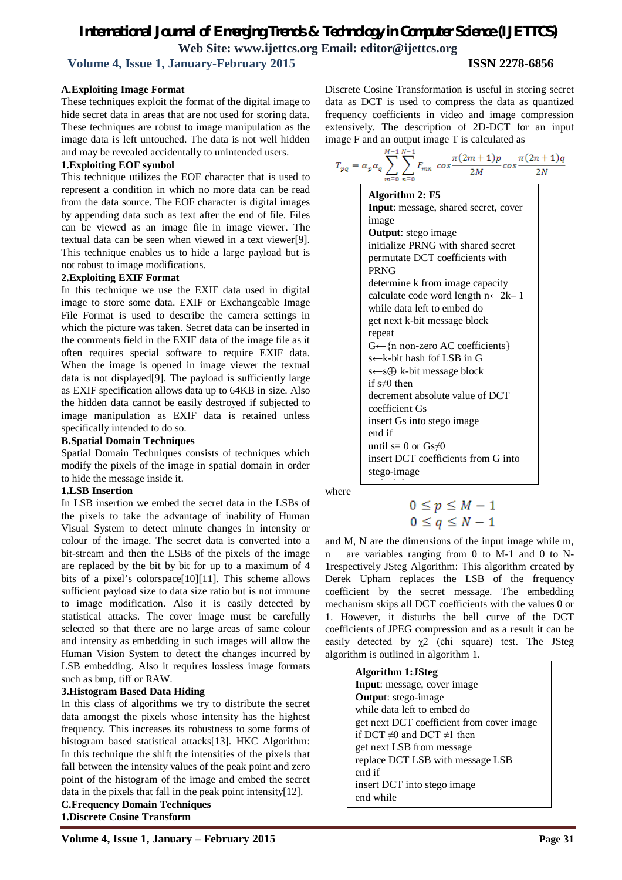**A.Exploiting Image Format**

These techniques exploit the format of the digital image to hide secret data in areas that are not used for storing data. These techniques are robust to image manipulation as the image data is left untouched. The data is not well hidden and may be revealed accidentally to unintended users.

**1.Exploiting EOF symbol**

This technique utilizes the EOF character that is used to represent a condition in which no more data can be read from the data source. The EOF character is digital images by appending data such as text after the end of file. Files can be viewed as an image file in image viewer. The textual data can be seen when viewed in a text viewer[9]. This technique enables us to hide a large payload but is not robust to image modifications.

**2.Exploiting EXIF Format**

In this technique we use the EXIF data used in digital image to store some data. EXIF or Exchangeable Image File Format is used to describe the camera settings in which the picture was taken. Secret data can be inserted in the comments field in the EXIF data of the image file as it often requires special software to require EXIF data. When the image is opened in image viewer the textual data is not displayed[9]. The payload is sufficiently large as EXIF specification allows data up to 64KB in size. Also the hidden data cannot be easily destroyed if subjected to image manipulation as EXIF data is retained unless specifically intended to do so.

**B.Spatial Domain Techniques**

Spatial Domain Techniques consists of techniques which modify the pixels of the image in spatial domain in order to hide the message inside it.

**1.LSB Insertion**

In LSB insertion we embed the secret data in the LSBs of the pixels to take the advantage of inability of Human Visual System to detect minute changes in intensity or colour of the image. The secret data is converted into a bit-stream and then the LSBs of the pixels of the image are replaced by the bit by bit for up to a maximum of 4 bits of a pixel's colorspace[10][11]. This scheme allows sufficient payload size to data size ratio but is not immune to image modification. Also it is easily detected by statistical attacks. The cover image must be carefully selected so that there are no large areas of same colour and intensity as embedding in such images will allow the Human Vision System to detect the changes incurred by LSB embedding. Also it requires lossless image formats such as bmp, tiff or RAW.

**3.Histogram Based Data Hiding**

In this class of algorithms we try to distribute the secret data amongst the pixels whose intensity has the highest frequency. This increases its robustness to some forms of histogram based statistical attacks[13]. HKC Algorithm: In this technique the shift the intensities of the pixels that fall between the intensity values of the peak point and zero point of the histogram of the image and embed the secret data in the pixels that fall in the peak point intensity[12].

**C.Frequency Domain Techniques**

**1.Discrete Cosine Transform**

Discrete Cosine Transformation is useful in storing secret data as DCT is used to compress the data as quantized frequency coefficients in video and image compression extensively. The description of 2D-DCT for an input image F and an output image T is calculated as

$$T_{pq} = \alpha_p \alpha_q \sum_{m=0}^{M-1} \sum_{n=0}^{N-1} F_{mn} \cos\frac{\pi(2m+1)p}{2M} \cos\frac{\pi(2n+1)q}{2N}$$

**Algorithm 2: F5**
**Input**: message, shared secret, cover image
**Output**: stego image
initialize PRNG with shared secret
permutate DCT coefficients with PRNG
determine k from image capacity
calculate code word length n←2k– 1
while data left to embed do
get next k-bit message block
repeat
G←{n non-zero AC coefficients}
s←k-bit hash fof LSB in G
s←s⊕ k-bit message block
if s≠0 then
decrement absolute value of DCT coefficient Gs
insert Gs into stego image
end if
until s= 0 or Gs≠0
insert DCT coefficients from G into stego-image

where

$$0 \le p \le M-1$$
$$0 \le q \le N-1$$

and M, N are the dimensions of the input image while m, n are variables ranging from 0 to M-1 and 0 to N-1respectively JSteg Algorithm: This algorithm created by Derek Upham replaces the LSB of the frequency coefficient by the secret message. The embedding mechanism skips all DCT coefficients with the values 0 or 1. However, it disturbs the bell curve of the DCT coefficients of JPEG compression and as a result it can be easily detected by $\chi 2$ (chi square) test. The JSteg algorithm is outlined in algorithm 1.

**Algorithm 1:JSteg**
**Input**: message, cover image
**Output**: stego-image
while data left to embed do
get next DCT coefficient from cover image
if DCT ≠0 and DCT ≠1 then
get next LSB from message
replace DCT LSB with message LSB
end if
insert DCT into stego image
end while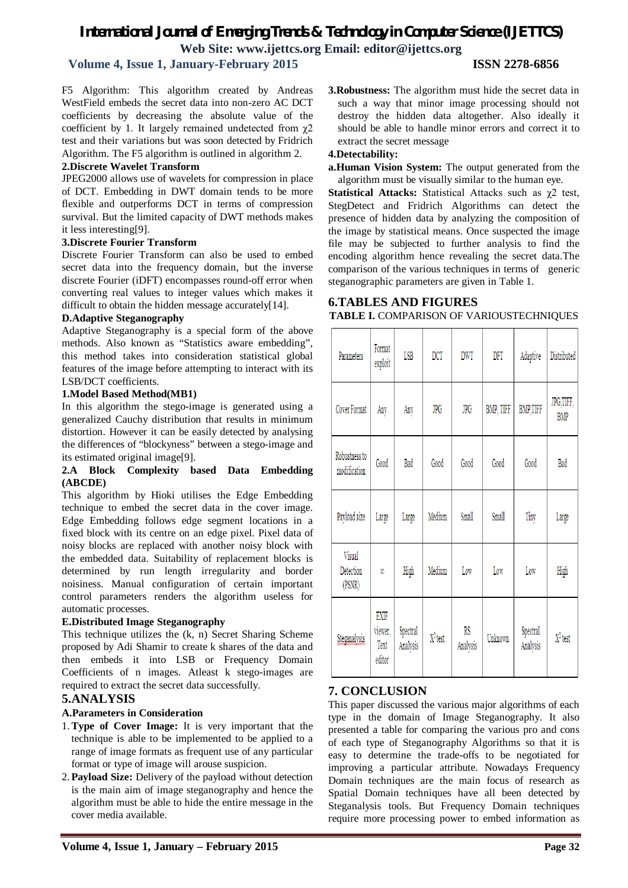F5 Algorithm: This algorithm created by Andreas WestField embeds the secret data into non-zero AC DCT coefficients by decreasing the absolute value of the coefficient by 1. It largely remained undetected from $\chi 2$ test and their variations but was soon detected by Fridrich Algorithm. The F5 algorithm is outlined in algorithm 2.

#### 2.Discrete Wavelet Transform

JPEG2000 allows use of wavelets for compression in place of DCT. Embedding in DWT domain tends to be more flexible and outperforms DCT in terms of compression survival. But the limited capacity of DWT methods makes it less interesting[9].

#### 3.Discrete Fourier Transform

Discrete Fourier Transform can also be used to embed secret data into the frequency domain, but the inverse discrete Fourier (iDFT) encompasses round-off error when converting real values to integer values which makes it difficult to obtain the hidden message accurately[14].

### D.Adaptive Steganography

Adaptive Steganography is a special form of the above methods. Also known as "Statistics aware embedding", this method takes into consideration statistical global features of the image before attempting to interact with its LSB/DCT coefficients.

#### 1.Model Based Method(MB1)

In this algorithm the stego-image is generated using a generalized Cauchy distribution that results in minimum distortion. However it can be easily detected by analysing the differences of "blockyness" between a stego-image and its estimated original image[9].

#### 2.A Block Complexity based Data Embedding (ABCDE)

This algorithm by Hioki utilises the Edge Embedding technique to embed the secret data in the cover image. Edge Embedding follows edge segment locations in a fixed block with its centre on an edge pixel. Pixel data of noisy blocks are replaced with another noisy block with the embedded data. Suitability of replacement blocks is determined by run length irregularity and border noisiness. Manual configuration of certain important control parameters renders the algorithm useless for automatic processes.

### E.Distributed Image Steganography

This technique utilizes the (k, n) Secret Sharing Scheme proposed by Adi Shamir to create k shares of the data and then embeds it into LSB or Frequency Domain Coefficients of n images. Atleast k stego-images are required to extract the secret data successfully.

## 5.ANALYSIS

### A.Parameters in Consideration

1. **Type of Cover Image:** It is very important that the technique is able to be implemented to be applied to a range of image formats as frequent use of any particular format or type of image will arouse suspicion.
2. **Payload Size:** Delivery of the payload without detection is the main aim of image steganography and hence the algorithm must be able to hide the entire message in the cover media available.
3. **Robustness:** The algorithm must hide the secret data in such a way that minor image processing should not destroy the hidden data altogether. Also ideally it should be able to handle minor errors and correct it to extract the secret message
4. **Detectability:**

**a.Human Vision System:** The output generated from the algorithm must be visually similar to the human eye.

**Statistical Attacks:** Statistical Attacks such as $\chi 2$ test, StegDetect and Fridrich Algorithms can detect the presence of hidden data by analyzing the composition of the image by statistical means. Once suspected the image file may be subjected to further analysis to find the encoding algorithm hence revealing the secret data.The comparison of the various techniques in terms of generic steganographic parameters are given in Table 1.

## 6.TABLES AND FIGURES

**TABLE I.** COMPARISON OF VARIOUSTECHNIQUES

| Parameters | Format exploit | LSB | DCT | DWT | DFT | Adaptive | Distributed |
|---|---|---|---|---|---|---|---|
| Cover Format | Any | Any | JPG | JPG | BMP, TIFF | BMP,TIFF | JPG,TIFF, BMP |
| Robustness to modification | Good | Bad | Good | Good | Good | Good | Bad |
| Payload size | Large | Large | Medium | Small | Small | Tiny | Large |
| Visual Detection (PSNR) | $\infty$ | High | Medium | Low | Low | Low | High |
| Steganalysis | EXIF viewer, Text editor | Spectral Analysis | $X^2$ test | RS Analysis | Unknown | Spectral Analysis | $X^2$ test |

## 7. CONCLUSION

This paper discussed the various major algorithms of each type in the domain of Image Steganography. It also presented a table for comparing the various pro and cons of each type of Steganography Algorithms so that it is easy to determine the trade-offs to be negotiated for improving a particular attribute. Nowadays Frequency Domain techniques are the main focus of research as Spatial Domain techniques have all been detected by Steganalysis tools. But Frequency Domain techniques require more processing power to embed information as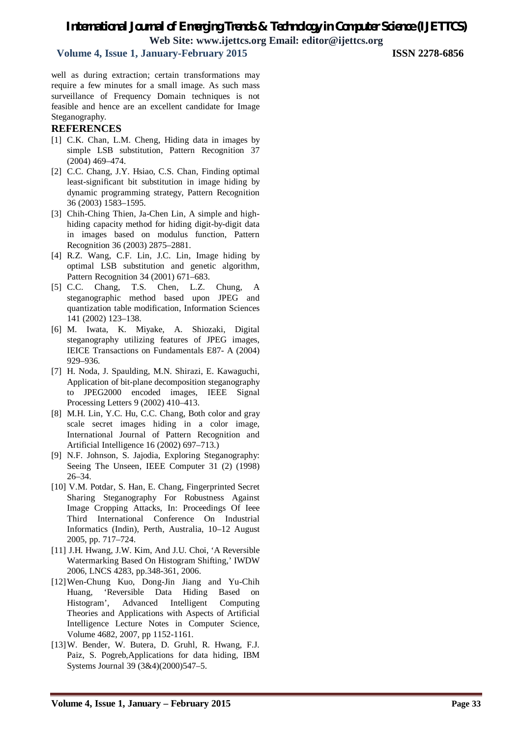well as during extraction; certain transformations may require a few minutes for a small image. As such mass surveillance of Frequency Domain techniques is not feasible and hence are an excellent candidate for Image Steganography.

## REFERENCES

[1] C.K. Chan, L.M. Cheng, Hiding data in images by simple LSB substitution, Pattern Recognition 37 (2004) 469–474.

[2] C.C. Chang, J.Y. Hsiao, C.S. Chan, Finding optimal least-significant bit substitution in image hiding by dynamic programming strategy, Pattern Recognition 36 (2003) 1583–1595.

[3] Chih-Ching Thien, Ja-Chen Lin, A simple and high-hiding capacity method for hiding digit-by-digit data in images based on modulus function, Pattern Recognition 36 (2003) 2875–2881.

[4] R.Z. Wang, C.F. Lin, J.C. Lin, Image hiding by optimal LSB substitution and genetic algorithm, Pattern Recognition 34 (2001) 671–683.

[5] C.C. Chang, T.S. Chen, L.Z. Chung, A steganographic method based upon JPEG and quantization table modification, Information Sciences 141 (2002) 123–138.

[6] M. Iwata, K. Miyake, A. Shiozaki, Digital steganography utilizing features of JPEG images, IEICE Transactions on Fundamentals E87- A (2004) 929–936.

[7] H. Noda, J. Spaulding, M.N. Shirazi, E. Kawaguchi, Application of bit-plane decomposition steganography to JPEG2000 encoded images, IEEE Signal Processing Letters 9 (2002) 410–413.

[8] M.H. Lin, Y.C. Hu, C.C. Chang, Both color and gray scale secret images hiding in a color image, International Journal of Pattern Recognition and Artificial Intelligence 16 (2002) 697–713.)

[9] N.F. Johnson, S. Jajodia, Exploring Steganography: Seeing The Unseen, IEEE Computer 31 (2) (1998) 26–34.

[10] V.M. Potdar, S. Han, E. Chang, Fingerprinted Secret Sharing Steganography For Robustness Against Image Cropping Attacks, In: Proceedings Of Ieee Third International Conference On Industrial Informatics (Indin), Perth, Australia, 10–12 August 2005, pp. 717–724.

[11] J.H. Hwang, J.W. Kim, And J.U. Choi, 'A Reversible Watermarking Based On Histogram Shifting,' IWDW 2006, LNCS 4283, pp.348-361, 2006.

[12] Wen-Chung Kuo, Dong-Jin Jiang and Yu-Chih Huang, 'Reversible Data Hiding Based on Histogram', Advanced Intelligent Computing Theories and Applications with Aspects of Artificial Intelligence Lecture Notes in Computer Science, Volume 4682, 2007, pp 1152-1161.

[13] W. Bender, W. Butera, D. Gruhl, R. Hwang, F.J. Paiz, S. Pogreb,Applications for data hiding, IBM Systems Journal 39 (3&4)(2000)547–5.